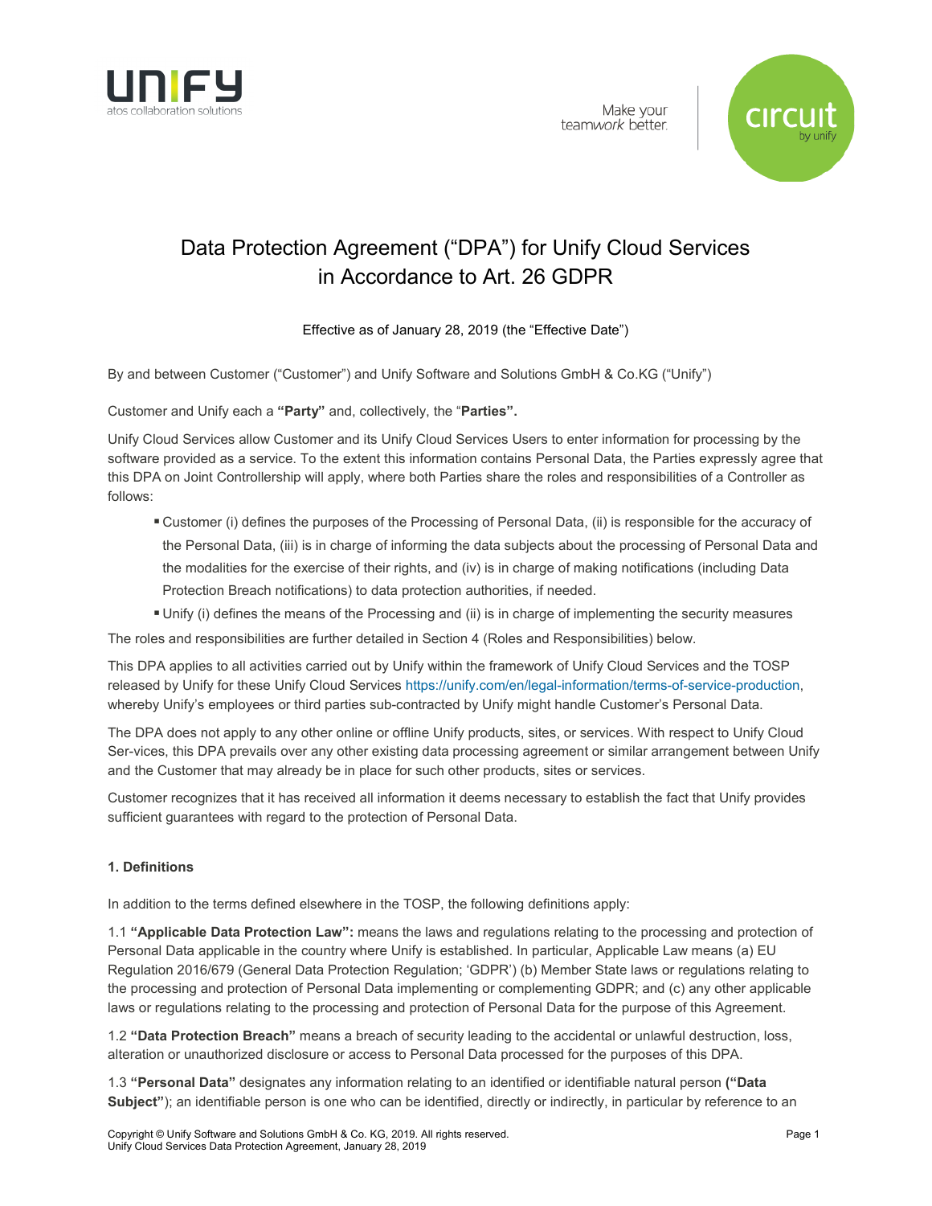# Data Protection Agreement ("DPA") for Unify Cloud Services in Accordance to Art. 26 GDPR

Effective as of January 28, 2019 (the "Effective Date")

By and between Customer ("Customer") and Unify Software and Solutions GmbH & Co.KG ("Unify")

Customer and Unify each a **"Party"** and, collectively, the "**Parties".**

Unify Cloud Services allow Customer and its Unify Cloud Services Users to enter information for processing by the software provided as a service. To the extent this information contains Personal Data, the Parties expressly agree that this DPA on Joint Controllership will apply, where both Parties share the roles and responsibilities of a Controller as follows:

- Customer (i) defines the purposes of the Processing of Personal Data, (ii) is responsible for the accuracy of the Personal Data, (iii) is in charge of informing the data subjects about the processing of Personal Data and the modalities for the exercise of their rights, and (iv) is in charge of making notifications (including Data Protection Breach notifications) to data protection authorities, if needed.
- Unify (i) defines the means of the Processing and (ii) is in charge of implementing the security measures

The roles and responsibilities are further detailed in Section 4 (Roles and Responsibilities) below.

This DPA applies to all activities carried out by Unify within the framework of Unify Cloud Services and the TOSP released by Unify for these Unify Cloud Services https://unify.com/en/legal-information/terms-of-service-production, whereby Unify's employees or third parties sub-contracted by Unify might handle Customer's Personal Data.

The DPA does not apply to any other online or offline Unify products, sites, or services. With respect to Unify Cloud Ser-vices, this DPA prevails over any other existing data processing agreement or similar arrangement between Unify and the Customer that may already be in place for such other products, sites or services.

Customer recognizes that it has received all information it deems necessary to establish the fact that Unify provides sufficient guarantees with regard to the protection of Personal Data.

### 1. Definitions

In addition to the terms defined elsewhere in the TOSP, the following definitions apply:

1.1 **"Applicable Data Protection Law":** means the laws and regulations relating to the processing and protection of Personal Data applicable in the country where Unify is established. In particular, Applicable Law means (a) EU Regulation 2016/679 (General Data Protection Regulation; 'GDPR') (b) Member State laws or regulations relating to the processing and protection of Personal Data implementing or complementing GDPR; and (c) any other applicable laws or regulations relating to the processing and protection of Personal Data for the purpose of this Agreement.

1.2 **"Data Protection Breach"** means a breach of security leading to the accidental or unlawful destruction, loss, alteration or unauthorized disclosure or access to Personal Data processed for the purposes of this DPA.

1.3 **"Personal Data"** designates any information relating to an identified or identifiable natural person **("Data Subject"**); an identifiable person is one who can be identified, directly or indirectly, in particular by reference to an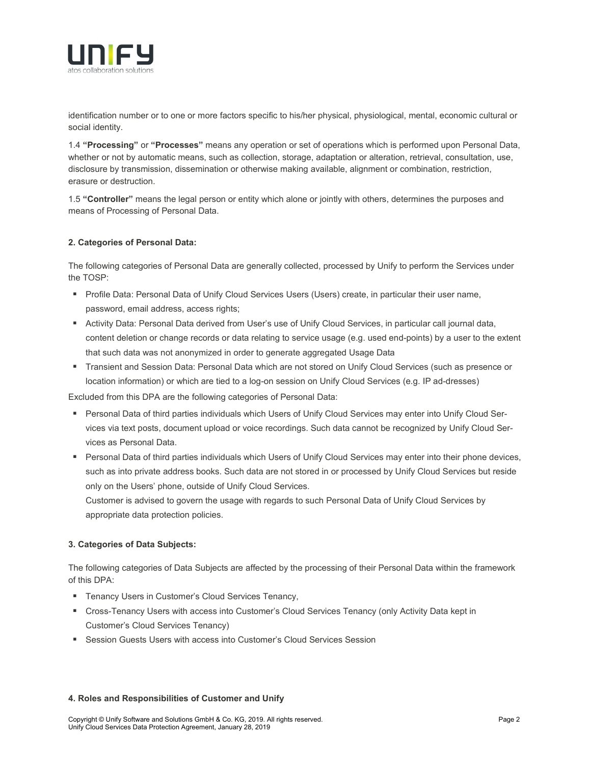identification number or to one or more factors specific to his/her physical, physiological, mental, economic cultural or social identity.

1.4 **"Processing"** or **"Processes"** means any operation or set of operations which is performed upon Personal Data, whether or not by automatic means, such as collection, storage, adaptation or alteration, retrieval, consultation, use, disclosure by transmission, dissemination or otherwise making available, alignment or combination, restriction, erasure or destruction.

1.5 **"Controller"** means the legal person or entity which alone or jointly with others, determines the purposes and means of Processing of Personal Data.

**2. Categories of Personal Data:**

The following categories of Personal Data are generally collected, processed by Unify to perform the Services under the TOSP:

- Profile Data: Personal Data of Unify Cloud Services Users (Users) create, in particular their user name, password, email address, access rights;
- Activity Data: Personal Data derived from User's use of Unify Cloud Services, in particular call journal data, content deletion or change records or data relating to service usage (e.g. used end-points) by a user to the extent that such data was not anonymized in order to generate aggregated Usage Data
- Transient and Session Data: Personal Data which are not stored on Unify Cloud Services (such as presence or location information) or which are tied to a log-on session on Unify Cloud Services (e.g. IP ad-dresses)

Excluded from this DPA are the following categories of Personal Data:

- Personal Data of third parties individuals which Users of Unify Cloud Services may enter into Unify Cloud Services via text posts, document upload or voice recordings. Such data cannot be recognized by Unify Cloud Services as Personal Data.
- Personal Data of third parties individuals which Users of Unify Cloud Services may enter into their phone devices, such as into private address books. Such data are not stored in or processed by Unify Cloud Services but reside only on the Users' phone, outside of Unify Cloud Services.
  Customer is advised to govern the usage with regards to such Personal Data of Unify Cloud Services by appropriate data protection policies.

**3. Categories of Data Subjects:**

The following categories of Data Subjects are affected by the processing of their Personal Data within the framework of this DPA:

- Tenancy Users in Customer's Cloud Services Tenancy,
- Cross-Tenancy Users with access into Customer's Cloud Services Tenancy (only Activity Data kept in Customer's Cloud Services Tenancy)
- Session Guests Users with access into Customer's Cloud Services Session

**4. Roles and Responsibilities of Customer and Unify**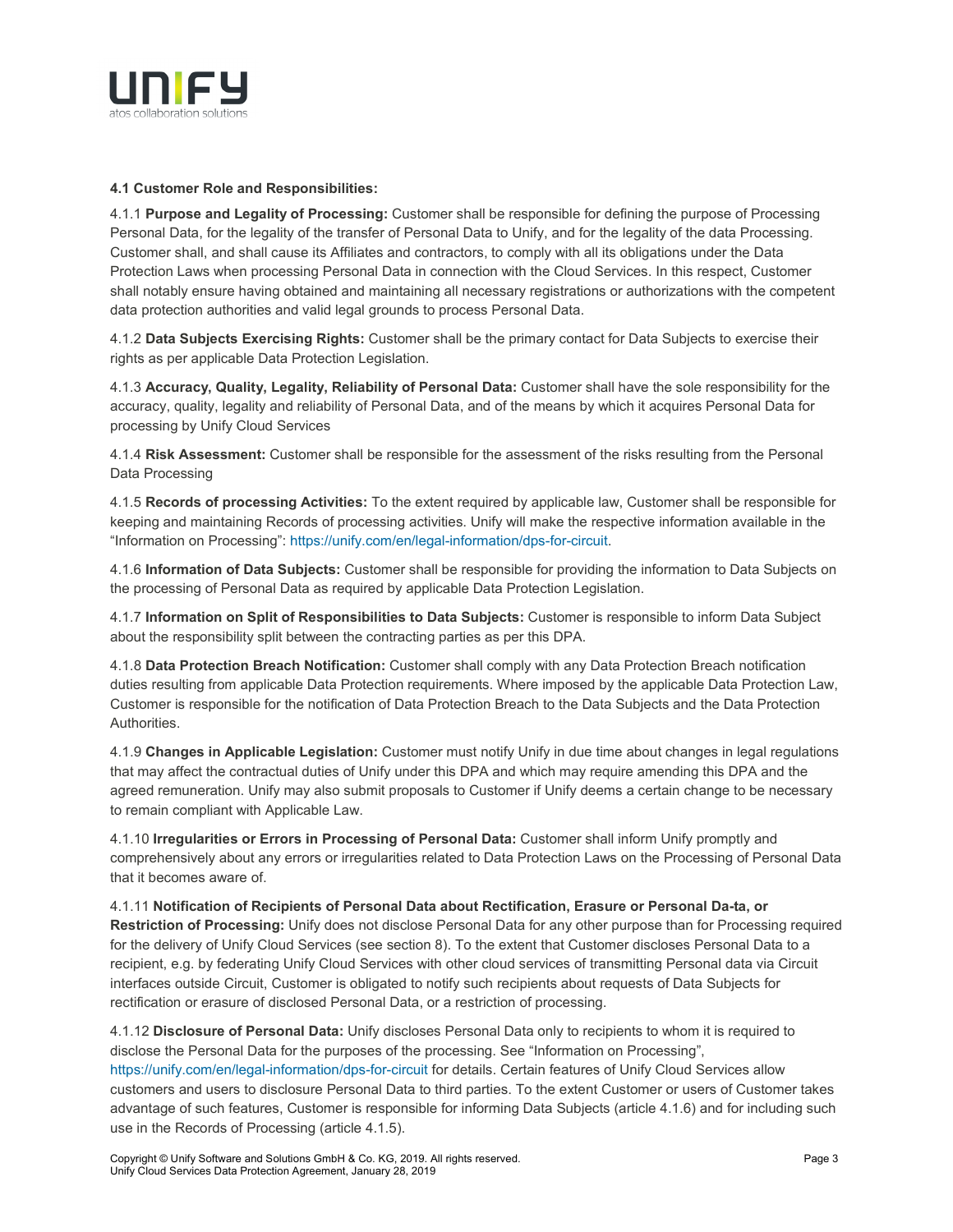#### 4.1 Customer Role and Responsibilities:

4.1.1 **Purpose and Legality of Processing:** Customer shall be responsible for defining the purpose of Processing Personal Data, for the legality of the transfer of Personal Data to Unify, and for the legality of the data Processing. Customer shall, and shall cause its Affiliates and contractors, to comply with all its obligations under the Data Protection Laws when processing Personal Data in connection with the Cloud Services. In this respect, Customer shall notably ensure having obtained and maintaining all necessary registrations or authorizations with the competent data protection authorities and valid legal grounds to process Personal Data.

4.1.2 **Data Subjects Exercising Rights:** Customer shall be the primary contact for Data Subjects to exercise their rights as per applicable Data Protection Legislation.

4.1.3 **Accuracy, Quality, Legality, Reliability of Personal Data:** Customer shall have the sole responsibility for the accuracy, quality, legality and reliability of Personal Data, and of the means by which it acquires Personal Data for processing by Unify Cloud Services

4.1.4 **Risk Assessment:** Customer shall be responsible for the assessment of the risks resulting from the Personal Data Processing

4.1.5 **Records of processing Activities:** To the extent required by applicable law, Customer shall be responsible for keeping and maintaining Records of processing activities. Unify will make the respective information available in the "Information on Processing": https://unify.com/en/legal-information/dps-for-circuit.

4.1.6 **Information of Data Subjects:** Customer shall be responsible for providing the information to Data Subjects on the processing of Personal Data as required by applicable Data Protection Legislation.

4.1.7 **Information on Split of Responsibilities to Data Subjects:** Customer is responsible to inform Data Subject about the responsibility split between the contracting parties as per this DPA.

4.1.8 **Data Protection Breach Notification:** Customer shall comply with any Data Protection Breach notification duties resulting from applicable Data Protection requirements. Where imposed by the applicable Data Protection Law, Customer is responsible for the notification of Data Protection Breach to the Data Subjects and the Data Protection Authorities.

4.1.9 **Changes in Applicable Legislation:** Customer must notify Unify in due time about changes in legal regulations that may affect the contractual duties of Unify under this DPA and which may require amending this DPA and the agreed remuneration. Unify may also submit proposals to Customer if Unify deems a certain change to be necessary to remain compliant with Applicable Law.

4.1.10 **Irregularities or Errors in Processing of Personal Data:** Customer shall inform Unify promptly and comprehensively about any errors or irregularities related to Data Protection Laws on the Processing of Personal Data that it becomes aware of.

4.1.11 **Notification of Recipients of Personal Data about Rectification, Erasure or Personal Da-ta, or Restriction of Processing:** Unify does not disclose Personal Data for any other purpose than for Processing required for the delivery of Unify Cloud Services (see section 8). To the extent that Customer discloses Personal Data to a recipient, e.g. by federating Unify Cloud Services with other cloud services of transmitting Personal data via Circuit interfaces outside Circuit, Customer is obligated to notify such recipients about requests of Data Subjects for rectification or erasure of disclosed Personal Data, or a restriction of processing.

4.1.12 **Disclosure of Personal Data:** Unify discloses Personal Data only to recipients to whom it is required to disclose the Personal Data for the purposes of the processing. See "Information on Processing", https://unify.com/en/legal-information/dps-for-circuit for details. Certain features of Unify Cloud Services allow customers and users to disclosure Personal Data to third parties. To the extent Customer or users of Customer takes advantage of such features, Customer is responsible for informing Data Subjects (article 4.1.6) and for including such use in the Records of Processing (article 4.1.5).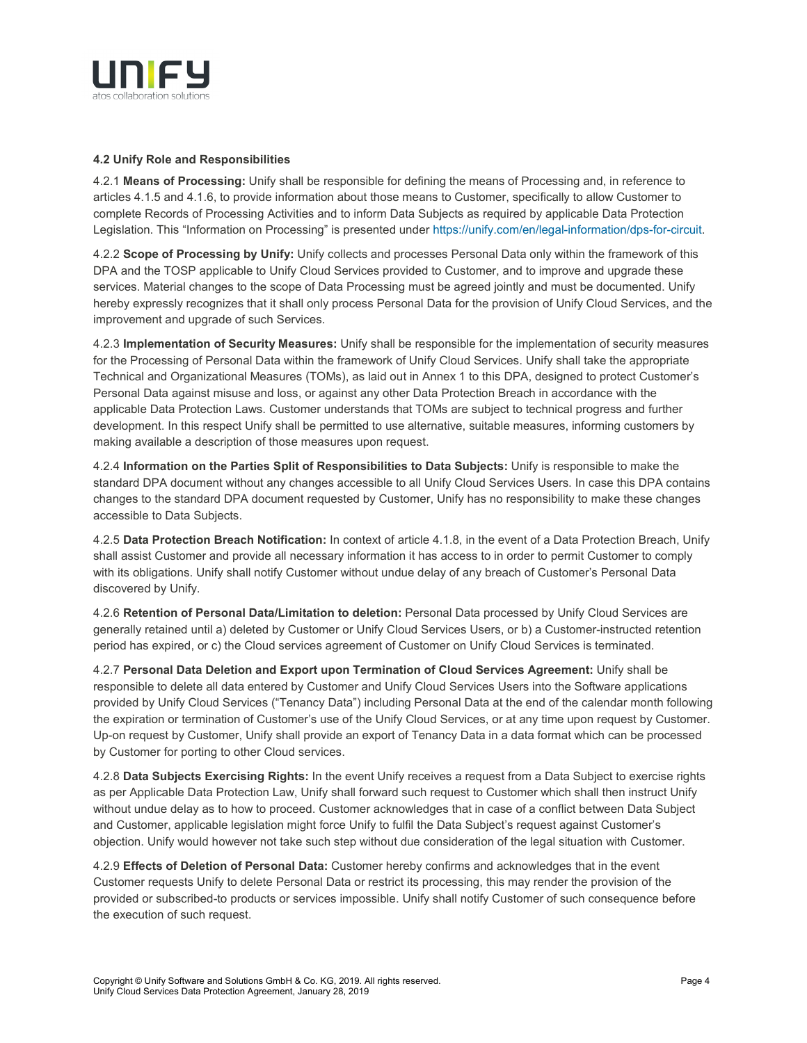### 4.2 Unify Role and Responsibilities

4.2.1 **Means of Processing:** Unify shall be responsible for defining the means of Processing and, in reference to articles 4.1.5 and 4.1.6, to provide information about those means to Customer, specifically to allow Customer to complete Records of Processing Activities and to inform Data Subjects as required by applicable Data Protection Legislation. This "Information on Processing" is presented under https://unify.com/en/legal-information/dps-for-circuit.

4.2.2 **Scope of Processing by Unify:** Unify collects and processes Personal Data only within the framework of this DPA and the TOSP applicable to Unify Cloud Services provided to Customer, and to improve and upgrade these services. Material changes to the scope of Data Processing must be agreed jointly and must be documented. Unify hereby expressly recognizes that it shall only process Personal Data for the provision of Unify Cloud Services, and the improvement and upgrade of such Services.

4.2.3 **Implementation of Security Measures:** Unify shall be responsible for the implementation of security measures for the Processing of Personal Data within the framework of Unify Cloud Services. Unify shall take the appropriate Technical and Organizational Measures (TOMs), as laid out in Annex 1 to this DPA, designed to protect Customer's Personal Data against misuse and loss, or against any other Data Protection Breach in accordance with the applicable Data Protection Laws. Customer understands that TOMs are subject to technical progress and further development. In this respect Unify shall be permitted to use alternative, suitable measures, informing customers by making available a description of those measures upon request.

4.2.4 **Information on the Parties Split of Responsibilities to Data Subjects:** Unify is responsible to make the standard DPA document without any changes accessible to all Unify Cloud Services Users. In case this DPA contains changes to the standard DPA document requested by Customer, Unify has no responsibility to make these changes accessible to Data Subjects.

4.2.5 **Data Protection Breach Notification:** In context of article 4.1.8, in the event of a Data Protection Breach, Unify shall assist Customer and provide all necessary information it has access to in order to permit Customer to comply with its obligations. Unify shall notify Customer without undue delay of any breach of Customer's Personal Data discovered by Unify.

4.2.6 **Retention of Personal Data/Limitation to deletion:** Personal Data processed by Unify Cloud Services are generally retained until a) deleted by Customer or Unify Cloud Services Users, or b) a Customer-instructed retention period has expired, or c) the Cloud services agreement of Customer on Unify Cloud Services is terminated.

4.2.7 **Personal Data Deletion and Export upon Termination of Cloud Services Agreement:** Unify shall be responsible to delete all data entered by Customer and Unify Cloud Services Users into the Software applications provided by Unify Cloud Services ("Tenancy Data") including Personal Data at the end of the calendar month following the expiration or termination of Customer's use of the Unify Cloud Services, or at any time upon request by Customer. Up-on request by Customer, Unify shall provide an export of Tenancy Data in a data format which can be processed by Customer for porting to other Cloud services.

4.2.8 **Data Subjects Exercising Rights:** In the event Unify receives a request from a Data Subject to exercise rights as per Applicable Data Protection Law, Unify shall forward such request to Customer which shall then instruct Unify without undue delay as to how to proceed. Customer acknowledges that in case of a conflict between Data Subject and Customer, applicable legislation might force Unify to fulfil the Data Subject's request against Customer's objection. Unify would however not take such step without due consideration of the legal situation with Customer.

4.2.9 **Effects of Deletion of Personal Data:** Customer hereby confirms and acknowledges that in the event Customer requests Unify to delete Personal Data or restrict its processing, this may render the provision of the provided or subscribed-to products or services impossible. Unify shall notify Customer of such consequence before the execution of such request.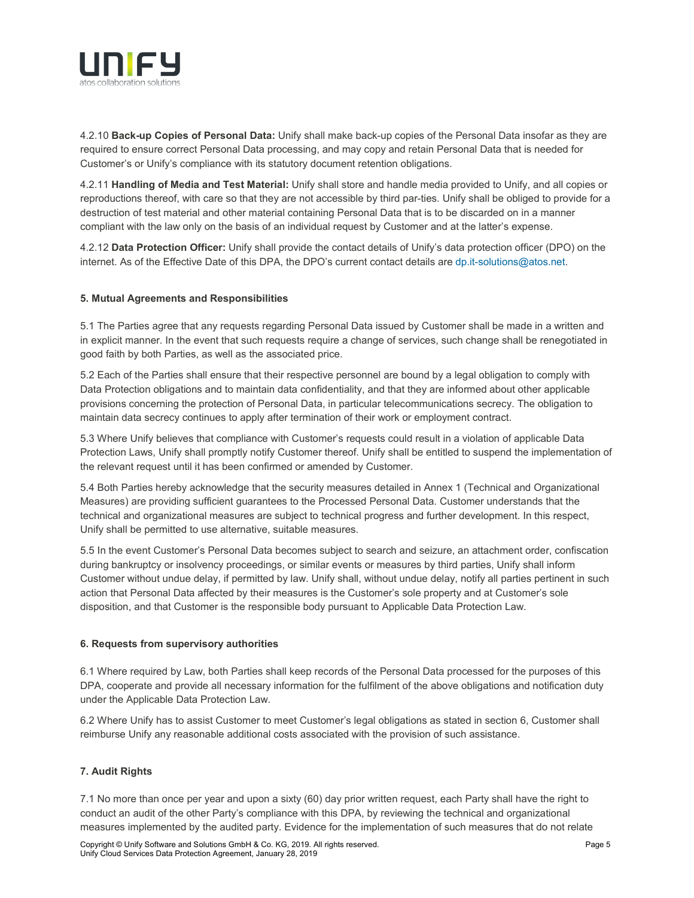4.2.10 **Back-up Copies of Personal Data:** Unify shall make back-up copies of the Personal Data insofar as they are required to ensure correct Personal Data processing, and may copy and retain Personal Data that is needed for Customer's or Unify's compliance with its statutory document retention obligations.

4.2.11 **Handling of Media and Test Material:** Unify shall store and handle media provided to Unify, and all copies or reproductions thereof, with care so that they are not accessible by third par-ties. Unify shall be obliged to provide for a destruction of test material and other material containing Personal Data that is to be discarded on in a manner compliant with the law only on the basis of an individual request by Customer and at the latter's expense.

4.2.12 **Data Protection Officer:** Unify shall provide the contact details of Unify's data protection officer (DPO) on the internet. As of the Effective Date of this DPA, the DPO's current contact details are dp.it-solutions@atos.net.

## 5. Mutual Agreements and Responsibilities

5.1 The Parties agree that any requests regarding Personal Data issued by Customer shall be made in a written and in explicit manner. In the event that such requests require a change of services, such change shall be renegotiated in good faith by both Parties, as well as the associated price.

5.2 Each of the Parties shall ensure that their respective personnel are bound by a legal obligation to comply with Data Protection obligations and to maintain data confidentiality, and that they are informed about other applicable provisions concerning the protection of Personal Data, in particular telecommunications secrecy. The obligation to maintain data secrecy continues to apply after termination of their work or employment contract.

5.3 Where Unify believes that compliance with Customer's requests could result in a violation of applicable Data Protection Laws, Unify shall promptly notify Customer thereof. Unify shall be entitled to suspend the implementation of the relevant request until it has been confirmed or amended by Customer.

5.4 Both Parties hereby acknowledge that the security measures detailed in Annex 1 (Technical and Organizational Measures) are providing sufficient guarantees to the Processed Personal Data. Customer understands that the technical and organizational measures are subject to technical progress and further development. In this respect, Unify shall be permitted to use alternative, suitable measures.

5.5 In the event Customer's Personal Data becomes subject to search and seizure, an attachment order, confiscation during bankruptcy or insolvency proceedings, or similar events or measures by third parties, Unify shall inform Customer without undue delay, if permitted by law. Unify shall, without undue delay, notify all parties pertinent in such action that Personal Data affected by their measures is the Customer's sole property and at Customer's sole disposition, and that Customer is the responsible body pursuant to Applicable Data Protection Law.

## 6. Requests from supervisory authorities

6.1 Where required by Law, both Parties shall keep records of the Personal Data processed for the purposes of this DPA, cooperate and provide all necessary information for the fulfilment of the above obligations and notification duty under the Applicable Data Protection Law.

6.2 Where Unify has to assist Customer to meet Customer's legal obligations as stated in section 6, Customer shall reimburse Unify any reasonable additional costs associated with the provision of such assistance.

## 7. Audit Rights

7.1 No more than once per year and upon a sixty (60) day prior written request, each Party shall have the right to conduct an audit of the other Party's compliance with this DPA, by reviewing the technical and organizational measures implemented by the audited party. Evidence for the implementation of such measures that do not relate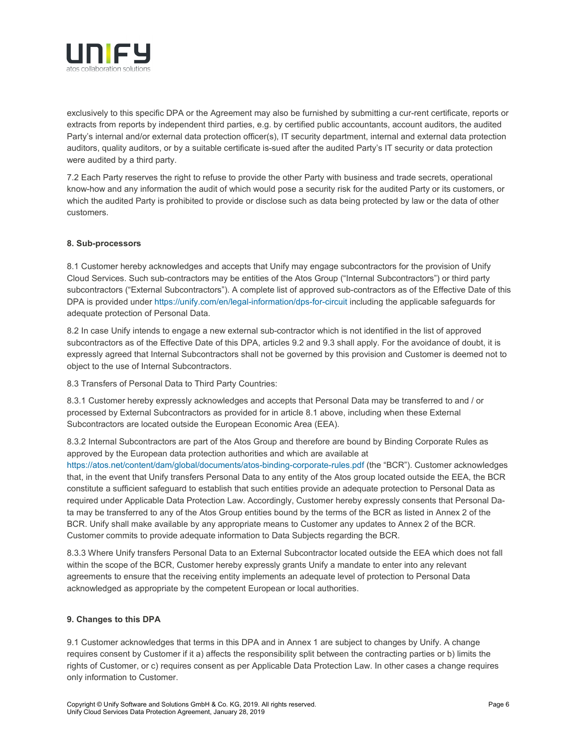exclusively to this specific DPA or the Agreement may also be furnished by submitting a cur-rent certificate, reports or extracts from reports by independent third parties, e.g. by certified public accountants, account auditors, the audited Party's internal and/or external data protection officer(s), IT security department, internal and external data protection auditors, quality auditors, or by a suitable certificate is-sued after the audited Party's IT security or data protection were audited by a third party.

7.2 Each Party reserves the right to refuse to provide the other Party with business and trade secrets, operational know-how and any information the audit of which would pose a security risk for the audited Party or its customers, or which the audited Party is prohibited to provide or disclose such as data being protected by law or the data of other customers.

**8. Sub-processors**

8.1 Customer hereby acknowledges and accepts that Unify may engage subcontractors for the provision of Unify Cloud Services. Such sub-contractors may be entities of the Atos Group ("Internal Subcontractors") or third party subcontractors ("External Subcontractors"). A complete list of approved sub-contractors as of the Effective Date of this DPA is provided under https://unify.com/en/legal-information/dps-for-circuit including the applicable safeguards for adequate protection of Personal Data.

8.2 In case Unify intends to engage a new external sub-contractor which is not identified in the list of approved subcontractors as of the Effective Date of this DPA, articles 9.2 and 9.3 shall apply. For the avoidance of doubt, it is expressly agreed that Internal Subcontractors shall not be governed by this provision and Customer is deemed not to object to the use of Internal Subcontractors.

8.3 Transfers of Personal Data to Third Party Countries:

8.3.1 Customer hereby expressly acknowledges and accepts that Personal Data may be transferred to and / or processed by External Subcontractors as provided for in article 8.1 above, including when these External Subcontractors are located outside the European Economic Area (EEA).

8.3.2 Internal Subcontractors are part of the Atos Group and therefore are bound by Binding Corporate Rules as approved by the European data protection authorities and which are available at https://atos.net/content/dam/global/documents/atos-binding-corporate-rules.pdf (the "BCR"). Customer acknowledges that, in the event that Unify transfers Personal Data to any entity of the Atos group located outside the EEA, the BCR constitute a sufficient safeguard to establish that such entities provide an adequate protection to Personal Data as required under Applicable Data Protection Law. Accordingly, Customer hereby expressly consents that Personal Data may be transferred to any of the Atos Group entities bound by the terms of the BCR as listed in Annex 2 of the BCR. Unify shall make available by any appropriate means to Customer any updates to Annex 2 of the BCR. Customer commits to provide adequate information to Data Subjects regarding the BCR.

8.3.3 Where Unify transfers Personal Data to an External Subcontractor located outside the EEA which does not fall within the scope of the BCR, Customer hereby expressly grants Unify a mandate to enter into any relevant agreements to ensure that the receiving entity implements an adequate level of protection to Personal Data acknowledged as appropriate by the competent European or local authorities.

**9. Changes to this DPA**

9.1 Customer acknowledges that terms in this DPA and in Annex 1 are subject to changes by Unify. A change requires consent by Customer if it a) affects the responsibility split between the contracting parties or b) limits the rights of Customer, or c) requires consent as per Applicable Data Protection Law. In other cases a change requires only information to Customer.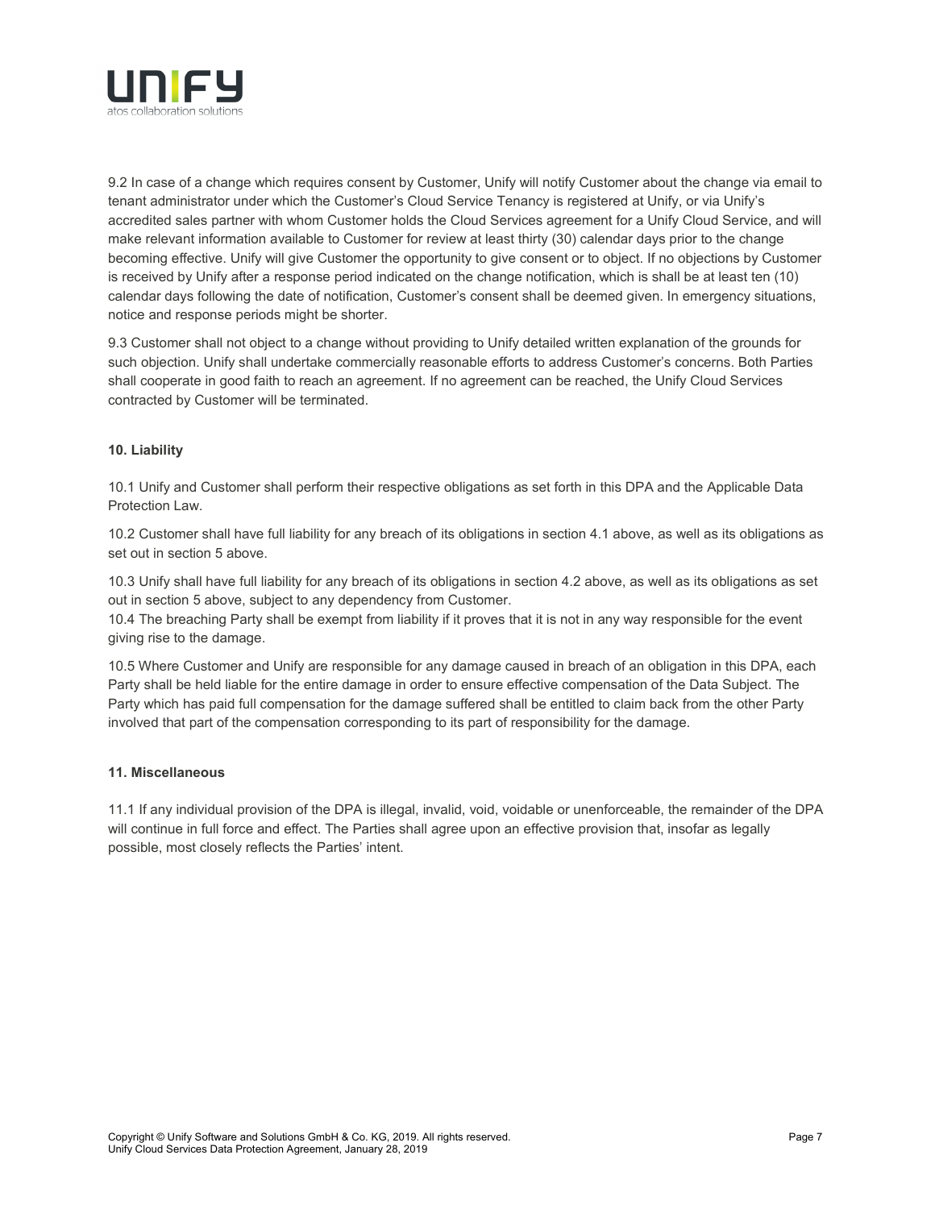9.2 In case of a change which requires consent by Customer, Unify will notify Customer about the change via email to tenant administrator under which the Customer's Cloud Service Tenancy is registered at Unify, or via Unify's accredited sales partner with whom Customer holds the Cloud Services agreement for a Unify Cloud Service, and will make relevant information available to Customer for review at least thirty (30) calendar days prior to the change becoming effective. Unify will give Customer the opportunity to give consent or to object. If no objections by Customer is received by Unify after a response period indicated on the change notification, which is shall be at least ten (10) calendar days following the date of notification, Customer's consent shall be deemed given. In emergency situations, notice and response periods might be shorter.

9.3 Customer shall not object to a change without providing to Unify detailed written explanation of the grounds for such objection. Unify shall undertake commercially reasonable efforts to address Customer's concerns. Both Parties shall cooperate in good faith to reach an agreement. If no agreement can be reached, the Unify Cloud Services contracted by Customer will be terminated.

**10. Liability**

10.1 Unify and Customer shall perform their respective obligations as set forth in this DPA and the Applicable Data Protection Law.

10.2 Customer shall have full liability for any breach of its obligations in section 4.1 above, as well as its obligations as set out in section 5 above.

10.3 Unify shall have full liability for any breach of its obligations in section 4.2 above, as well as its obligations as set out in section 5 above, subject to any dependency from Customer.

10.4 The breaching Party shall be exempt from liability if it proves that it is not in any way responsible for the event giving rise to the damage.

10.5 Where Customer and Unify are responsible for any damage caused in breach of an obligation in this DPA, each Party shall be held liable for the entire damage in order to ensure effective compensation of the Data Subject. The Party which has paid full compensation for the damage suffered shall be entitled to claim back from the other Party involved that part of the compensation corresponding to its part of responsibility for the damage.

**11. Miscellaneous**

11.1 If any individual provision of the DPA is illegal, invalid, void, voidable or unenforceable, the remainder of the DPA will continue in full force and effect. The Parties shall agree upon an effective provision that, insofar as legally possible, most closely reflects the Parties' intent.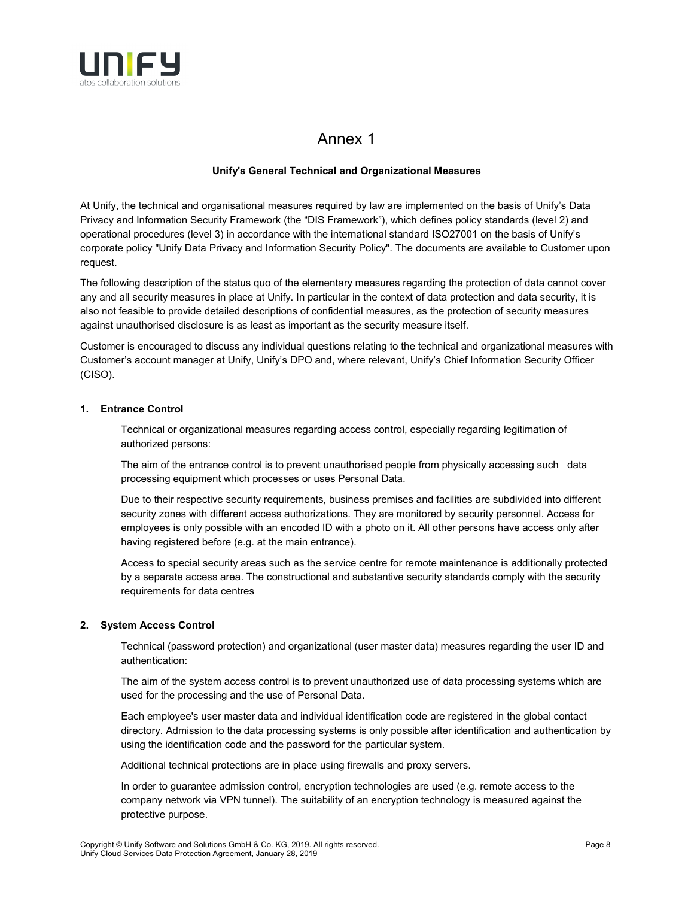# Annex 1

**Unify's General Technical and Organizational Measures**

At Unify, the technical and organisational measures required by law are implemented on the basis of Unify's Data Privacy and Information Security Framework (the "DIS Framework"), which defines policy standards (level 2) and operational procedures (level 3) in accordance with the international standard ISO27001 on the basis of Unify's corporate policy "Unify Data Privacy and Information Security Policy". The documents are available to Customer upon request.

The following description of the status quo of the elementary measures regarding the protection of data cannot cover any and all security measures in place at Unify. In particular in the context of data protection and data security, it is also not feasible to provide detailed descriptions of confidential measures, as the protection of security measures against unauthorised disclosure is as least as important as the security measure itself.

Customer is encouraged to discuss any individual questions relating to the technical and organizational measures with Customer's account manager at Unify, Unify's DPO and, where relevant, Unify's Chief Information Security Officer (CISO).

## 1. Entrance Control

Technical or organizational measures regarding access control, especially regarding legitimation of authorized persons:

The aim of the entrance control is to prevent unauthorised people from physically accessing such data processing equipment which processes or uses Personal Data.

Due to their respective security requirements, business premises and facilities are subdivided into different security zones with different access authorizations. They are monitored by security personnel. Access for employees is only possible with an encoded ID with a photo on it. All other persons have access only after having registered before (e.g. at the main entrance).

Access to special security areas such as the service centre for remote maintenance is additionally protected by a separate access area. The constructional and substantive security standards comply with the security requirements for data centres

## 2. System Access Control

Technical (password protection) and organizational (user master data) measures regarding the user ID and authentication:

The aim of the system access control is to prevent unauthorized use of data processing systems which are used for the processing and the use of Personal Data.

Each employee's user master data and individual identification code are registered in the global contact directory. Admission to the data processing systems is only possible after identification and authentication by using the identification code and the password for the particular system.

Additional technical protections are in place using firewalls and proxy servers.

In order to guarantee admission control, encryption technologies are used (e.g. remote access to the company network via VPN tunnel). The suitability of an encryption technology is measured against the protective purpose.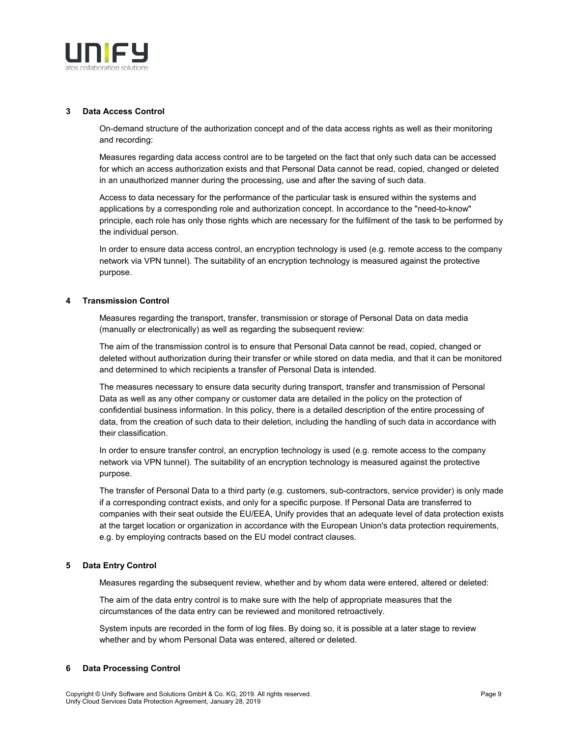## 3 Data Access Control

On-demand structure of the authorization concept and of the data access rights as well as their monitoring and recording:

Measures regarding data access control are to be targeted on the fact that only such data can be accessed for which an access authorization exists and that Personal Data cannot be read, copied, changed or deleted in an unauthorized manner during the processing, use and after the saving of such data.

Access to data necessary for the performance of the particular task is ensured within the systems and applications by a corresponding role and authorization concept. In accordance to the "need-to-know" principle, each role has only those rights which are necessary for the fulfilment of the task to be performed by the individual person.

In order to ensure data access control, an encryption technology is used (e.g. remote access to the company network via VPN tunnel). The suitability of an encryption technology is measured against the protective purpose.

## 4 Transmission Control

Measures regarding the transport, transfer, transmission or storage of Personal Data on data media (manually or electronically) as well as regarding the subsequent review:

The aim of the transmission control is to ensure that Personal Data cannot be read, copied, changed or deleted without authorization during their transfer or while stored on data media, and that it can be monitored and determined to which recipients a transfer of Personal Data is intended.

The measures necessary to ensure data security during transport, transfer and transmission of Personal Data as well as any other company or customer data are detailed in the policy on the protection of confidential business information. In this policy, there is a detailed description of the entire processing of data, from the creation of such data to their deletion, including the handling of such data in accordance with their classification.

In order to ensure transfer control, an encryption technology is used (e.g. remote access to the company network via VPN tunnel). The suitability of an encryption technology is measured against the protective purpose.

The transfer of Personal Data to a third party (e.g. customers, sub-contractors, service provider) is only made if a corresponding contract exists, and only for a specific purpose. If Personal Data are transferred to companies with their seat outside the EU/EEA, Unify provides that an adequate level of data protection exists at the target location or organization in accordance with the European Union's data protection requirements, e.g. by employing contracts based on the EU model contract clauses.

## 5 Data Entry Control

Measures regarding the subsequent review, whether and by whom data were entered, altered or deleted:

The aim of the data entry control is to make sure with the help of appropriate measures that the circumstances of the data entry can be reviewed and monitored retroactively.

System inputs are recorded in the form of log files. By doing so, it is possible at a later stage to review whether and by whom Personal Data was entered, altered or deleted.

## 6 Data Processing Control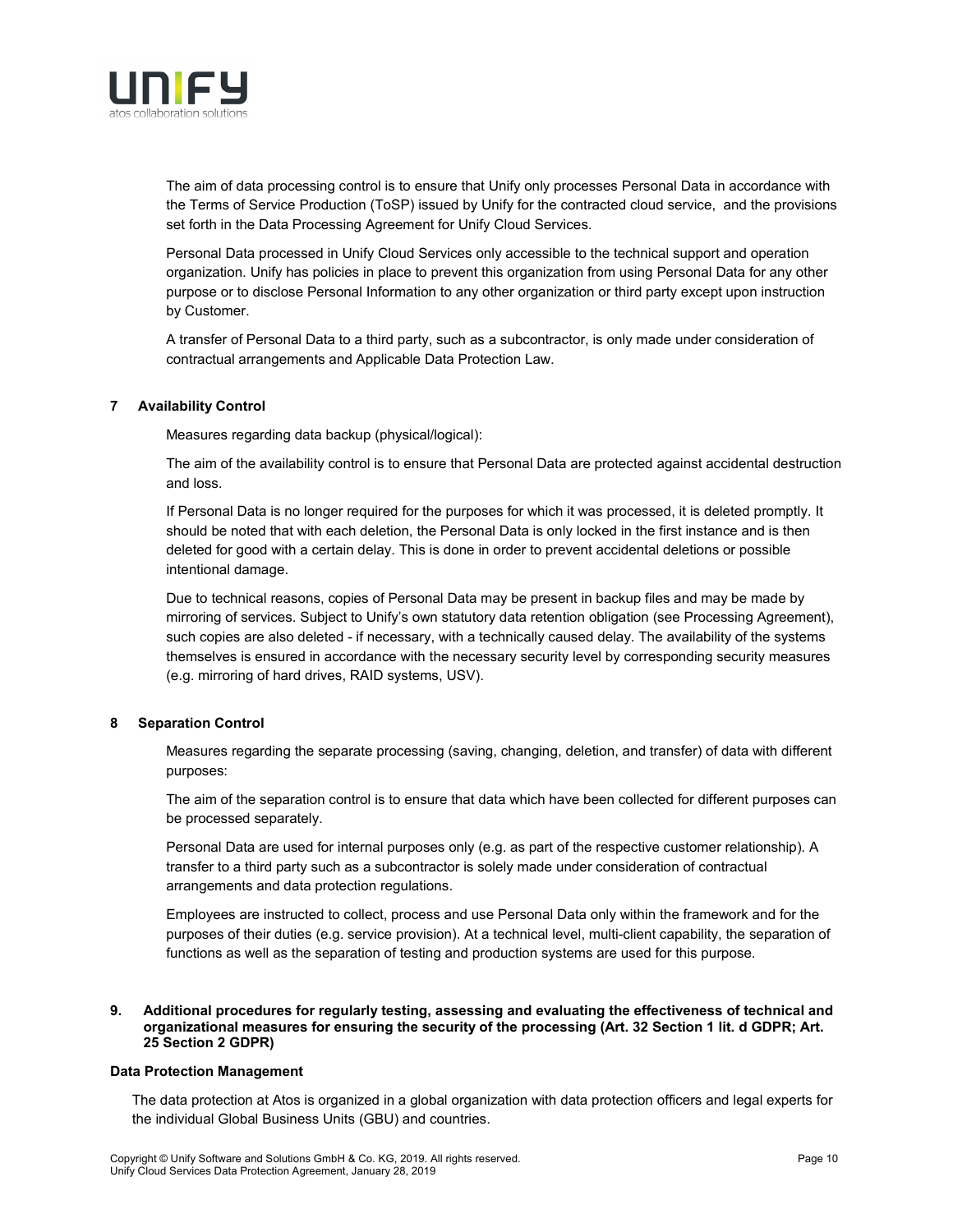The aim of data processing control is to ensure that Unify only processes Personal Data in accordance with the Terms of Service Production (ToSP) issued by Unify for the contracted cloud service, and the provisions set forth in the Data Processing Agreement for Unify Cloud Services.

Personal Data processed in Unify Cloud Services only accessible to the technical support and operation organization. Unify has policies in place to prevent this organization from using Personal Data for any other purpose or to disclose Personal Information to any other organization or third party except upon instruction by Customer.

A transfer of Personal Data to a third party, such as a subcontractor, is only made under consideration of contractual arrangements and Applicable Data Protection Law.

## 7 Availability Control

Measures regarding data backup (physical/logical):

The aim of the availability control is to ensure that Personal Data are protected against accidental destruction and loss.

If Personal Data is no longer required for the purposes for which it was processed, it is deleted promptly. It should be noted that with each deletion, the Personal Data is only locked in the first instance and is then deleted for good with a certain delay. This is done in order to prevent accidental deletions or possible intentional damage.

Due to technical reasons, copies of Personal Data may be present in backup files and may be made by mirroring of services. Subject to Unify's own statutory data retention obligation (see Processing Agreement), such copies are also deleted - if necessary, with a technically caused delay. The availability of the systems themselves is ensured in accordance with the necessary security level by corresponding security measures (e.g. mirroring of hard drives, RAID systems, USV).

## 8 Separation Control

Measures regarding the separate processing (saving, changing, deletion, and transfer) of data with different purposes:

The aim of the separation control is to ensure that data which have been collected for different purposes can be processed separately.

Personal Data are used for internal purposes only (e.g. as part of the respective customer relationship). A transfer to a third party such as a subcontractor is solely made under consideration of contractual arrangements and data protection regulations.

Employees are instructed to collect, process and use Personal Data only within the framework and for the purposes of their duties (e.g. service provision). At a technical level, multi-client capability, the separation of functions as well as the separation of testing and production systems are used for this purpose.

## 9. Additional procedures for regularly testing, assessing and evaluating the effectiveness of technical and organizational measures for ensuring the security of the processing (Art. 32 Section 1 lit. d GDPR; Art. 25 Section 2 GDPR)

### Data Protection Management

The data protection at Atos is organized in a global organization with data protection officers and legal experts for the individual Global Business Units (GBU) and countries.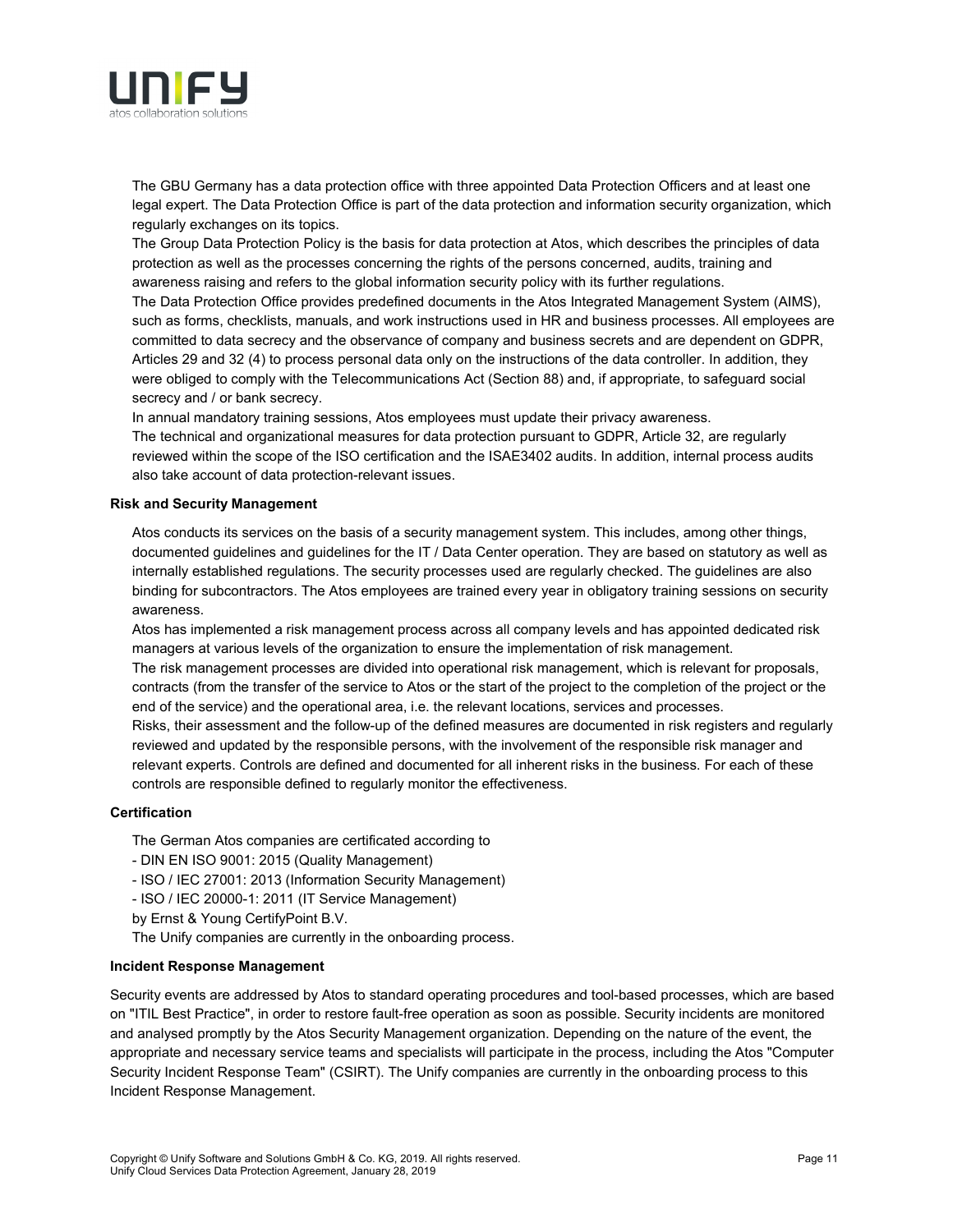The GBU Germany has a data protection office with three appointed Data Protection Officers and at least one legal expert. The Data Protection Office is part of the data protection and information security organization, which regularly exchanges on its topics.

The Group Data Protection Policy is the basis for data protection at Atos, which describes the principles of data protection as well as the processes concerning the rights of the persons concerned, audits, training and awareness raising and refers to the global information security policy with its further regulations.

The Data Protection Office provides predefined documents in the Atos Integrated Management System (AIMS), such as forms, checklists, manuals, and work instructions used in HR and business processes. All employees are committed to data secrecy and the observance of company and business secrets and are dependent on GDPR, Articles 29 and 32 (4) to process personal data only on the instructions of the data controller. In addition, they were obliged to comply with the Telecommunications Act (Section 88) and, if appropriate, to safeguard social secrecy and / or bank secrecy.

In annual mandatory training sessions, Atos employees must update their privacy awareness.

The technical and organizational measures for data protection pursuant to GDPR, Article 32, are regularly reviewed within the scope of the ISO certification and the ISAE3402 audits. In addition, internal process audits also take account of data protection-relevant issues.

**Risk and Security Management**

Atos conducts its services on the basis of a security management system. This includes, among other things, documented guidelines and guidelines for the IT / Data Center operation. They are based on statutory as well as internally established regulations. The security processes used are regularly checked. The guidelines are also binding for subcontractors. The Atos employees are trained every year in obligatory training sessions on security awareness.

Atos has implemented a risk management process across all company levels and has appointed dedicated risk managers at various levels of the organization to ensure the implementation of risk management.

The risk management processes are divided into operational risk management, which is relevant for proposals, contracts (from the transfer of the service to Atos or the start of the project to the completion of the project or the end of the service) and the operational area, i.e. the relevant locations, services and processes.

Risks, their assessment and the follow-up of the defined measures are documented in risk registers and regularly reviewed and updated by the responsible persons, with the involvement of the responsible risk manager and relevant experts. Controls are defined and documented for all inherent risks in the business. For each of these controls are responsible defined to regularly monitor the effectiveness.

**Certification**

The German Atos companies are certificated according to

- DIN EN ISO 9001: 2015 (Quality Management)
- ISO / IEC 27001: 2013 (Information Security Management)
- ISO / IEC 20000-1: 2011 (IT Service Management)

by Ernst & Young CertifyPoint B.V.

The Unify companies are currently in the onboarding process.

**Incident Response Management**

Security events are addressed by Atos to standard operating procedures and tool-based processes, which are based on "ITIL Best Practice", in order to restore fault-free operation as soon as possible. Security incidents are monitored and analysed promptly by the Atos Security Management organization. Depending on the nature of the event, the appropriate and necessary service teams and specialists will participate in the process, including the Atos "Computer Security Incident Response Team" (CSIRT). The Unify companies are currently in the onboarding process to this Incident Response Management.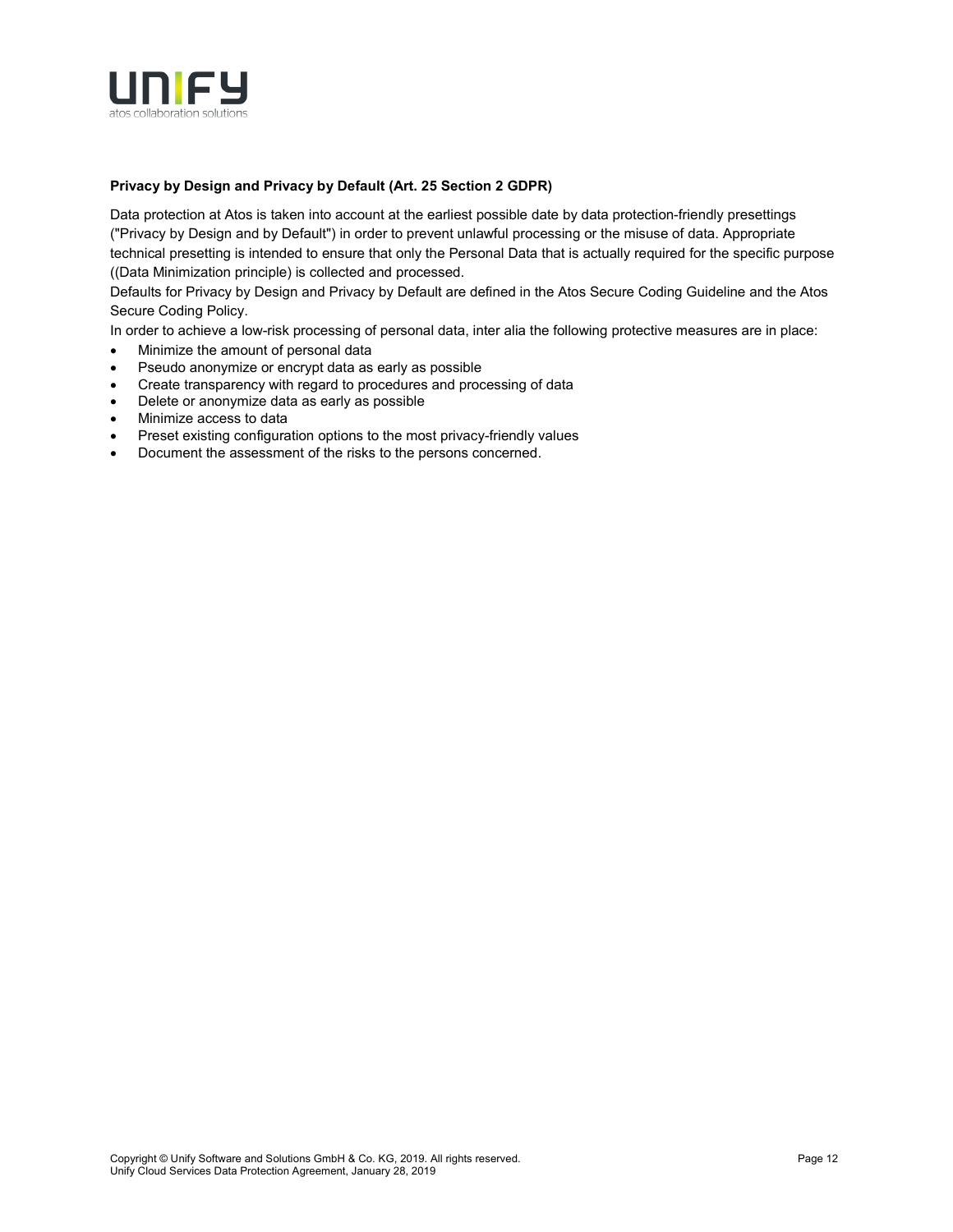**Privacy by Design and Privacy by Default (Art. 25 Section 2 GDPR)**

Data protection at Atos is taken into account at the earliest possible date by data protection-friendly presettings ("Privacy by Design and by Default") in order to prevent unlawful processing or the misuse of data. Appropriate technical presetting is intended to ensure that only the Personal Data that is actually required for the specific purpose ((Data Minimization principle) is collected and processed.

Defaults for Privacy by Design and Privacy by Default are defined in the Atos Secure Coding Guideline and the Atos Secure Coding Policy.

In order to achieve a low-risk processing of personal data, inter alia the following protective measures are in place:

- Minimize the amount of personal data
- Pseudo anonymize or encrypt data as early as possible
- Create transparency with regard to procedures and processing of data
- Delete or anonymize data as early as possible
- Minimize access to data
- Preset existing configuration options to the most privacy-friendly values
- Document the assessment of the risks to the persons concerned.